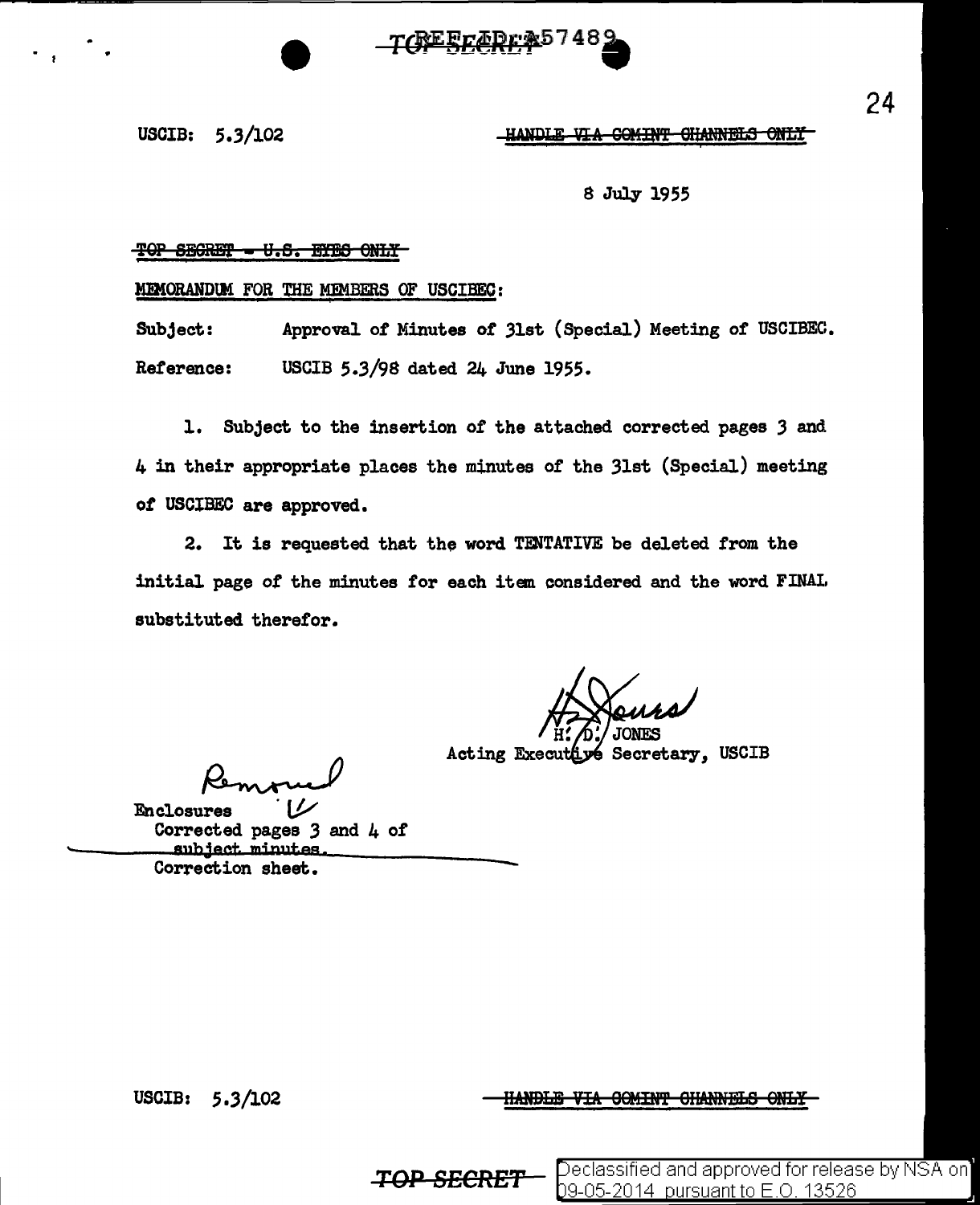TOP SECRET REF ID:A57489

USCIB: 5.3/102

~~HANDLE VIA COMINT CHANNELS ONLY~~

8 July 1955

~~TOP SECRET - U.S. EYES ONLY~~

MEMORANDUM FOR THE MEMBERS OF USCIBEC:

Subject: Approval of Minutes of 31st (Special) Meeting of USCIBEC.

Reference: USCIB 5.3/98 dated 24 June 1955.

1. Subject to the insertion of the attached corrected pages 3 and 4 in their appropriate places the minutes of the 31st (Special) meeting of USCIBEC are approved.

2. It is requested that the word TENTATIVE be deleted from the initial page of the minutes for each item considered and the word FINAL substituted therefor.

H. D. JONES
Acting Executive Secretary, USCIB

Removed

Enclosures
Corrected pages 3 and 4 of subject minutes.
Correction sheet.

USCIB: 5.3/102

~~HANDLE VIA COMINT CHANNELS ONLY~~

TOP SECRET

Declassified and approved for release by NSA on 09-05-2014 pursuant to E.O. 13526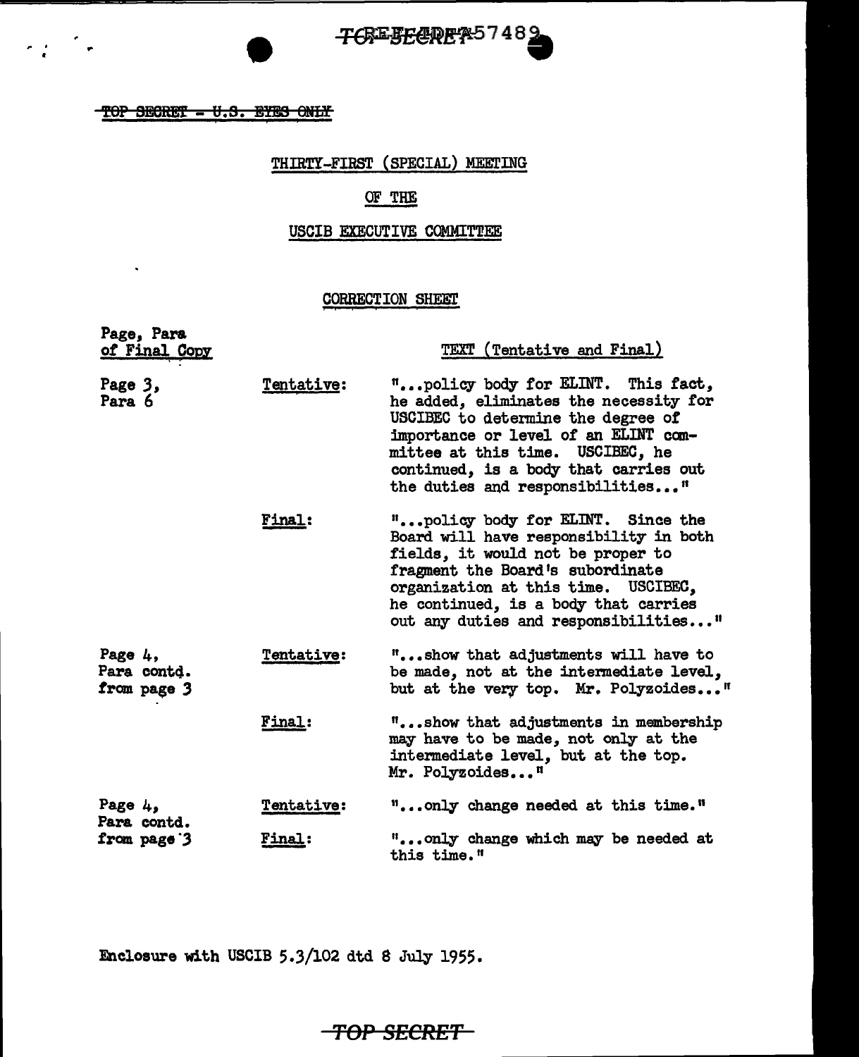~~TOP SECRET - U.S. EYES ONLY~~

THIRTY-FIRST (SPECIAL) MEETING

OF THE

USCIB EXECUTIVE COMMITTEE

CORRECTION SHEET

| Page, Para of Final Copy | | TEXT (Tentative and Final) |
|---|---|---|
| Page 3, Para 6 | Tentative: | "...policy body for ELINT. This fact, he added, eliminates the necessity for USCIBEC to determine the degree of importance or level of an ELINT committee at this time. USCIBEC, he continued, is a body that carries out the duties and responsibilities..." |
| | Final: | "...policy body for ELINT. Since the Board will have responsibility in both fields, it would not be proper to fragment the Board's subordinate organization at this time. USCIBEC, he continued, is a body that carries out any duties and responsibilities..." |
| Page 4, Para contd. from page 3 | Tentative: | "...show that adjustments will have to be made, not at the intermediate level, but at the very top. Mr. Polyzoides..." |
| | Final: | "...show that adjustments in membership may have to be made, not only at the intermediate level, but at the top. Mr. Polyzoides..." |
| Page 4, Para contd. from page 3 | Tentative: | "...only change needed at this time." |
| | Final: | "...only change which may be needed at this time." |

Enclosure with USCIB 5.3/102 dtd 8 July 1955.

~~TOP SECRET~~